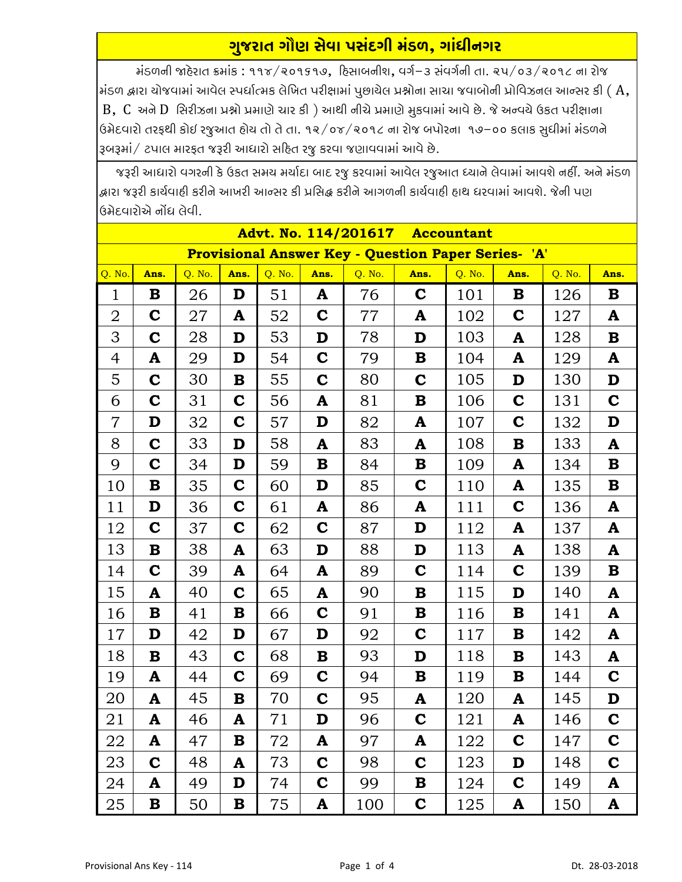# ગુજરાત ગૌણ સેવા પસંદગી મંડળ, ગાંધીનગર

મંડળની જાહેરાત ક્રમાંક : ૧૧૪/૨૦૧૬૧૭, હિસાબનીશ, વર્ગ–૩ સંવર્ગની તા. ૨૫/૦૩/૨૦૧૮ ના રોજ મંડળ દ્વારા યોજવામાં આવેલ સ્પર્ધાત્મક લેખિત પરીક્ષામાં પુછાયેલ પ્રશ્નોના સાચા જવાબોની પ્રોવિઝનલ આન્સર કી ( A, B, C અને D સિરીઝના પ્રશ્નો પ્રમાણે ચાર કી ) આથી નીચે પ્રમાણે મુકવામાં આવે છે. જે અન્વયે ઉકત પરીક્ષાના ઉમેદવારો તરફથી કોઇ રજુઆત હોય તો તે તા. ૧૨/૦૪/૨૦૧૮ ના રોજ બપોરના ૧૭–૦૦ કલાક સુધીમાં મંડળને રૂબરૂમાં/ ટપાલ મારફત જરૂરી આધારો સહિત રજુ કરવા જણાવવામાં આવે છે.

જરૂરી આધારો વગરની કે ઉકત સમય મર્યાદા બાદ રજુ કરવામાં આવેલ રજુઆત ઘ્યાને લેવામાં આવશે નહીં. અને મંડળ દ્વારા જરૂરી કાર્યવાહી કરીને આખરી આન્સર કી પ્રસિદ્ધ કરીને આગળની કાર્યવાહી હાથ ધરવામાં આવશે. જેની પણ ઉમેદવારોએ નોંધ લેવી.

## Advt. No. 114/201617 Accountant

### Provisional Answer Key - Question Paper Series- 'A'

| Q. No. | Ans. | Q. No. | Ans. | Q. No. | Ans. | Q. No. | Ans. | Q. No. | Ans. | Q. No. | Ans. |
|---|---|---|---|---|---|---|---|---|---|---|---|
| 1 | B | 26 | D | 51 | A | 76 | C | 101 | B | 126 | B |
| 2 | C | 27 | A | 52 | C | 77 | A | 102 | C | 127 | A |
| 3 | C | 28 | D | 53 | D | 78 | D | 103 | A | 128 | B |
| 4 | A | 29 | D | 54 | C | 79 | B | 104 | A | 129 | A |
| 5 | C | 30 | B | 55 | C | 80 | C | 105 | D | 130 | D |
| 6 | C | 31 | C | 56 | A | 81 | B | 106 | C | 131 | C |
| 7 | D | 32 | C | 57 | D | 82 | A | 107 | C | 132 | D |
| 8 | C | 33 | D | 58 | A | 83 | A | 108 | B | 133 | A |
| 9 | C | 34 | D | 59 | B | 84 | B | 109 | A | 134 | B |
| 10 | B | 35 | C | 60 | D | 85 | C | 110 | A | 135 | B |
| 11 | D | 36 | C | 61 | A | 86 | A | 111 | C | 136 | A |
| 12 | C | 37 | C | 62 | C | 87 | D | 112 | A | 137 | A |
| 13 | B | 38 | A | 63 | D | 88 | D | 113 | A | 138 | A |
| 14 | C | 39 | A | 64 | A | 89 | C | 114 | C | 139 | B |
| 15 | A | 40 | C | 65 | A | 90 | B | 115 | D | 140 | A |
| 16 | B | 41 | B | 66 | C | 91 | B | 116 | B | 141 | A |
| 17 | D | 42 | D | 67 | D | 92 | C | 117 | B | 142 | A |
| 18 | B | 43 | C | 68 | B | 93 | D | 118 | B | 143 | A |
| 19 | A | 44 | C | 69 | C | 94 | B | 119 | B | 144 | C |
| 20 | A | 45 | B | 70 | C | 95 | A | 120 | A | 145 | D |
| 21 | A | 46 | A | 71 | D | 96 | C | 121 | A | 146 | C |
| 22 | A | 47 | B | 72 | A | 97 | A | 122 | C | 147 | C |
| 23 | C | 48 | A | 73 | C | 98 | C | 123 | D | 148 | C |
| 24 | A | 49 | D | 74 | C | 99 | B | 124 | C | 149 | A |
| 25 | B | 50 | B | 75 | A | 100 | C | 125 | A | 150 | A |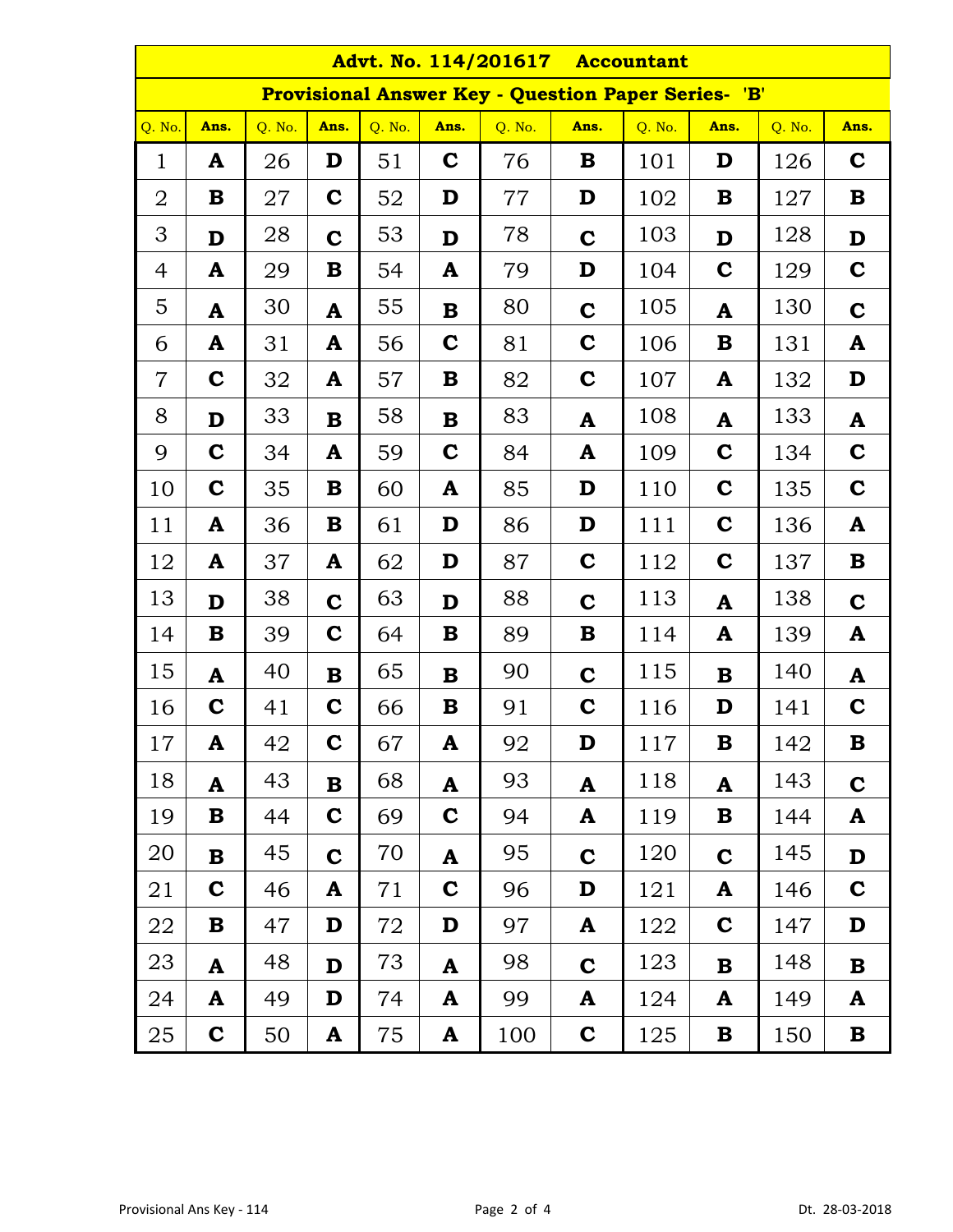## Advt. No. 114/201617 Accountant

### Provisional Answer Key - Question Paper Series- 'B'

| Q. No. | Ans. | Q. No. | Ans. | Q. No. | Ans. | Q. No. | Ans. | Q. No. | Ans. | Q. No. | Ans. |
|---|---|---|---|---|---|---|---|---|---|---|---|
| 1 | A | 26 | D | 51 | C | 76 | B | 101 | D | 126 | C |
| 2 | B | 27 | C | 52 | D | 77 | D | 102 | B | 127 | B |
| 3 | D | 28 | C | 53 | D | 78 | C | 103 | D | 128 | D |
| 4 | A | 29 | B | 54 | A | 79 | D | 104 | C | 129 | C |
| 5 | A | 30 | A | 55 | B | 80 | C | 105 | A | 130 | C |
| 6 | A | 31 | A | 56 | C | 81 | C | 106 | B | 131 | A |
| 7 | C | 32 | A | 57 | B | 82 | C | 107 | A | 132 | D |
| 8 | D | 33 | B | 58 | B | 83 | A | 108 | A | 133 | A |
| 9 | C | 34 | A | 59 | C | 84 | A | 109 | C | 134 | C |
| 10 | C | 35 | B | 60 | A | 85 | D | 110 | C | 135 | C |
| 11 | A | 36 | B | 61 | D | 86 | D | 111 | C | 136 | A |
| 12 | A | 37 | A | 62 | D | 87 | C | 112 | C | 137 | B |
| 13 | D | 38 | C | 63 | D | 88 | C | 113 | A | 138 | C |
| 14 | B | 39 | C | 64 | B | 89 | B | 114 | A | 139 | A |
| 15 | A | 40 | B | 65 | B | 90 | C | 115 | B | 140 | A |
| 16 | C | 41 | C | 66 | B | 91 | C | 116 | D | 141 | C |
| 17 | A | 42 | C | 67 | A | 92 | D | 117 | B | 142 | B |
| 18 | A | 43 | B | 68 | A | 93 | A | 118 | A | 143 | C |
| 19 | B | 44 | C | 69 | C | 94 | A | 119 | B | 144 | A |
| 20 | B | 45 | C | 70 | A | 95 | C | 120 | C | 145 | D |
| 21 | C | 46 | A | 71 | C | 96 | D | 121 | A | 146 | C |
| 22 | B | 47 | D | 72 | D | 97 | A | 122 | C | 147 | D |
| 23 | A | 48 | D | 73 | A | 98 | C | 123 | B | 148 | B |
| 24 | A | 49 | D | 74 | A | 99 | A | 124 | A | 149 | A |
| 25 | C | 50 | A | 75 | A | 100 | C | 125 | B | 150 | B |

Provisional Ans Key - 114 Dt. 28-03-2018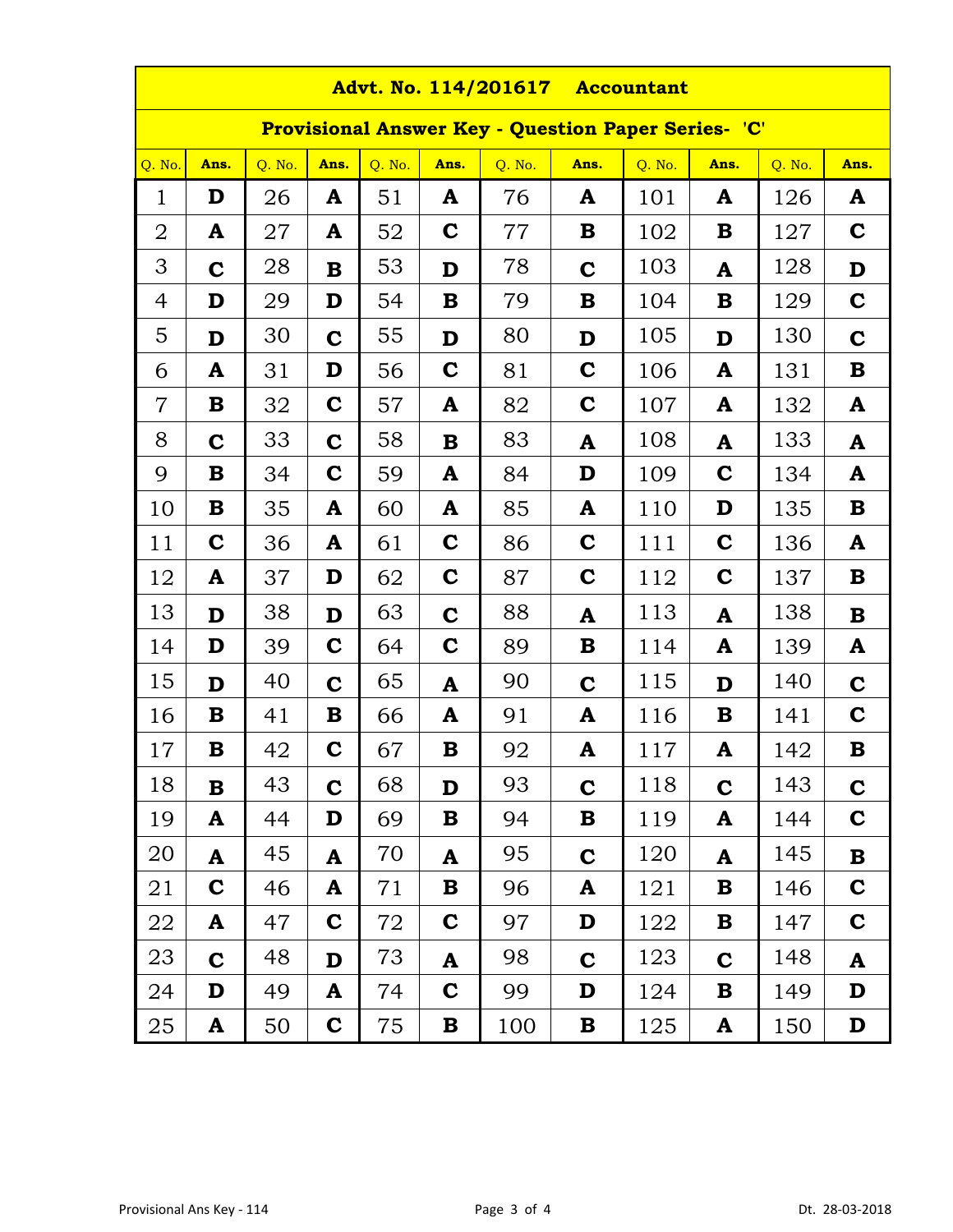| Advt. No. 114/201617 Accountant | | | | | | | | | | | |
|---|---|---|---|---|---|---|---|---|---|---|---|
| **Provisional Answer Key - Question Paper Series- 'C'** | | | | | | | | | | | |
| Q. No. | Ans. | Q. No. | Ans. | Q. No. | Ans. | Q. No. | Ans. | Q. No. | Ans. | Q. No. | Ans. |
| 1 | D | 26 | A | 51 | A | 76 | A | 101 | A | 126 | A |
| 2 | A | 27 | A | 52 | C | 77 | B | 102 | B | 127 | C |
| 3 | C | 28 | B | 53 | D | 78 | C | 103 | A | 128 | D |
| 4 | D | 29 | D | 54 | B | 79 | B | 104 | B | 129 | C |
| 5 | D | 30 | C | 55 | D | 80 | D | 105 | D | 130 | C |
| 6 | A | 31 | D | 56 | C | 81 | C | 106 | A | 131 | B |
| 7 | B | 32 | C | 57 | A | 82 | C | 107 | A | 132 | A |
| 8 | C | 33 | C | 58 | B | 83 | A | 108 | A | 133 | A |
| 9 | B | 34 | C | 59 | A | 84 | D | 109 | C | 134 | A |
| 10 | B | 35 | A | 60 | A | 85 | A | 110 | D | 135 | B |
| 11 | C | 36 | A | 61 | C | 86 | C | 111 | C | 136 | A |
| 12 | A | 37 | D | 62 | C | 87 | C | 112 | C | 137 | B |
| 13 | D | 38 | D | 63 | C | 88 | A | 113 | A | 138 | B |
| 14 | D | 39 | C | 64 | C | 89 | B | 114 | A | 139 | A |
| 15 | D | 40 | C | 65 | A | 90 | C | 115 | D | 140 | C |
| 16 | B | 41 | B | 66 | A | 91 | A | 116 | B | 141 | C |
| 17 | B | 42 | C | 67 | B | 92 | A | 117 | A | 142 | B |
| 18 | B | 43 | C | 68 | D | 93 | C | 118 | C | 143 | C |
| 19 | A | 44 | D | 69 | B | 94 | B | 119 | A | 144 | C |
| 20 | A | 45 | A | 70 | A | 95 | C | 120 | A | 145 | B |
| 21 | C | 46 | A | 71 | B | 96 | A | 121 | B | 146 | C |
| 22 | A | 47 | C | 72 | C | 97 | D | 122 | B | 147 | C |
| 23 | C | 48 | D | 73 | A | 98 | C | 123 | C | 148 | A |
| 24 | D | 49 | A | 74 | C | 99 | D | 124 | B | 149 | D |
| 25 | A | 50 | C | 75 | B | 100 | B | 125 | A | 150 | D |

Provisional Ans Key - 114 Dt. 28-03-2018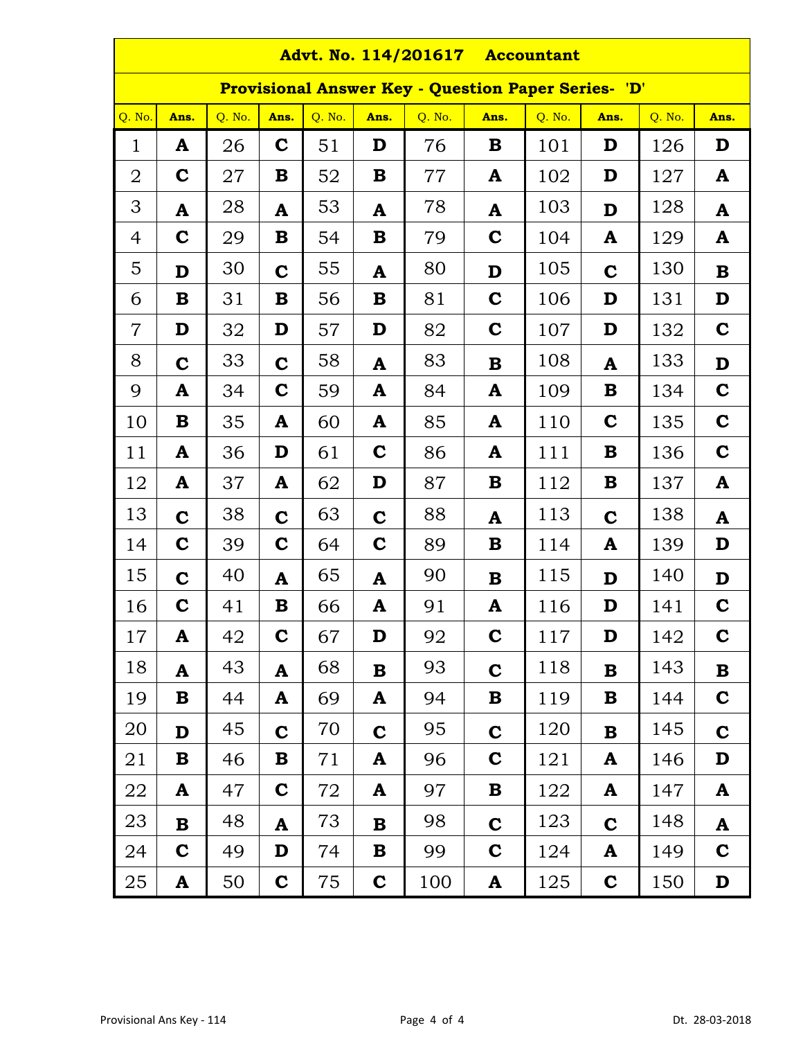## Advt. No. 114/201617 Accountant

### Provisional Answer Key - Question Paper Series- 'D'

| Q. No. | Ans. | Q. No. | Ans. | Q. No. | Ans. | Q. No. | Ans. | Q. No. | Ans. | Q. No. | Ans. |
|---|---|---|---|---|---|---|---|---|---|---|---|
| 1 | A | 26 | C | 51 | D | 76 | B | 101 | D | 126 | D |
| 2 | C | 27 | B | 52 | B | 77 | A | 102 | D | 127 | A |
| 3 | A | 28 | A | 53 | A | 78 | A | 103 | D | 128 | A |
| 4 | C | 29 | B | 54 | B | 79 | C | 104 | A | 129 | A |
| 5 | D | 30 | C | 55 | A | 80 | D | 105 | C | 130 | B |
| 6 | B | 31 | B | 56 | B | 81 | C | 106 | D | 131 | D |
| 7 | D | 32 | D | 57 | D | 82 | C | 107 | D | 132 | C |
| 8 | C | 33 | C | 58 | A | 83 | B | 108 | A | 133 | D |
| 9 | A | 34 | C | 59 | A | 84 | A | 109 | B | 134 | C |
| 10 | B | 35 | A | 60 | A | 85 | A | 110 | C | 135 | C |
| 11 | A | 36 | D | 61 | C | 86 | A | 111 | B | 136 | C |
| 12 | A | 37 | A | 62 | D | 87 | B | 112 | B | 137 | A |
| 13 | C | 38 | C | 63 | C | 88 | A | 113 | C | 138 | A |
| 14 | C | 39 | C | 64 | C | 89 | B | 114 | A | 139 | D |
| 15 | C | 40 | A | 65 | A | 90 | B | 115 | D | 140 | D |
| 16 | C | 41 | B | 66 | A | 91 | A | 116 | D | 141 | C |
| 17 | A | 42 | C | 67 | D | 92 | C | 117 | D | 142 | C |
| 18 | A | 43 | A | 68 | B | 93 | C | 118 | B | 143 | B |
| 19 | B | 44 | A | 69 | A | 94 | B | 119 | B | 144 | C |
| 20 | D | 45 | C | 70 | C | 95 | C | 120 | B | 145 | C |
| 21 | B | 46 | B | 71 | A | 96 | C | 121 | A | 146 | D |
| 22 | A | 47 | C | 72 | A | 97 | B | 122 | A | 147 | A |
| 23 | B | 48 | A | 73 | B | 98 | C | 123 | C | 148 | A |
| 24 | C | 49 | D | 74 | B | 99 | C | 124 | A | 149 | C |
| 25 | A | 50 | C | 75 | C | 100 | A | 125 | C | 150 | D |

Provisional Ans Key - 114 Dt. 28-03-2018